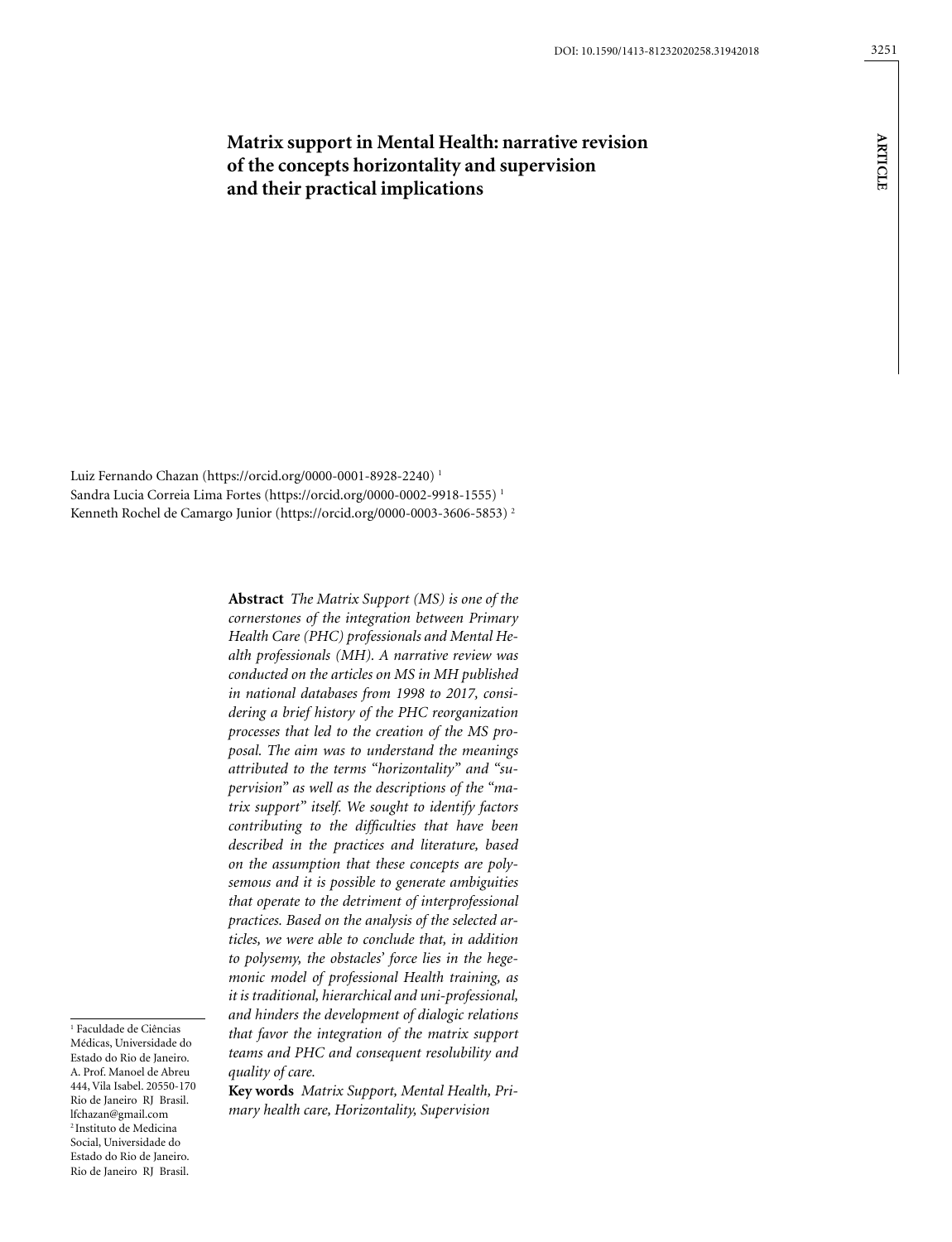# Matrix support in Mental Health: narrative revision of the concepts horizontality and supervision and their practical implications

Luiz Fernando Chazan (https://orcid.org/0000-0001-8928-2240) [1]
Sandra Lucia Correia Lima Fortes (https://orcid.org/0000-0002-9918-1555) [1]
Kenneth Rochel de Camargo Junior (https://orcid.org/0000-0003-3606-5853) [2]

**Abstract** *The Matrix Support (MS) is one of the cornerstones of the integration between Primary Health Care (PHC) professionals and Mental Health professionals (MH). A narrative review was conducted on the articles on MS in MH published in national databases from 1998 to 2017, considering a brief history of the PHC reorganization processes that led to the creation of the MS proposal. The aim was to understand the meanings attributed to the terms "horizontality" and "supervision" as well as the descriptions of the "matrix support" itself. We sought to identify factors contributing to the difficulties that have been described in the practices and literature, based on the assumption that these concepts are polysemous and it is possible to generate ambiguities that operate to the detriment of interprofessional practices. Based on the analysis of the selected articles, we were able to conclude that, in addition to polysemy, the obstacles' force lies in the hegemonic model of professional Health training, as it is traditional, hierarchical and uni-professional, and hinders the development of dialogic relations that favor the integration of the matrix support teams and PHC and consequent resolubility and quality of care.*

**Key words** *Matrix Support, Mental Health, Primary health care, Horizontality, Supervision*

[1] Faculdade de Ciências Médicas, Universidade do Estado do Rio de Janeiro. A. Prof. Manoel de Abreu 444, Vila Isabel. 20550-170 Rio de Janeiro RJ Brasil. lfchazan@gmail.com
[2] Instituto de Medicina Social, Universidade do Estado do Rio de Janeiro. Rio de Janeiro RJ Brasil.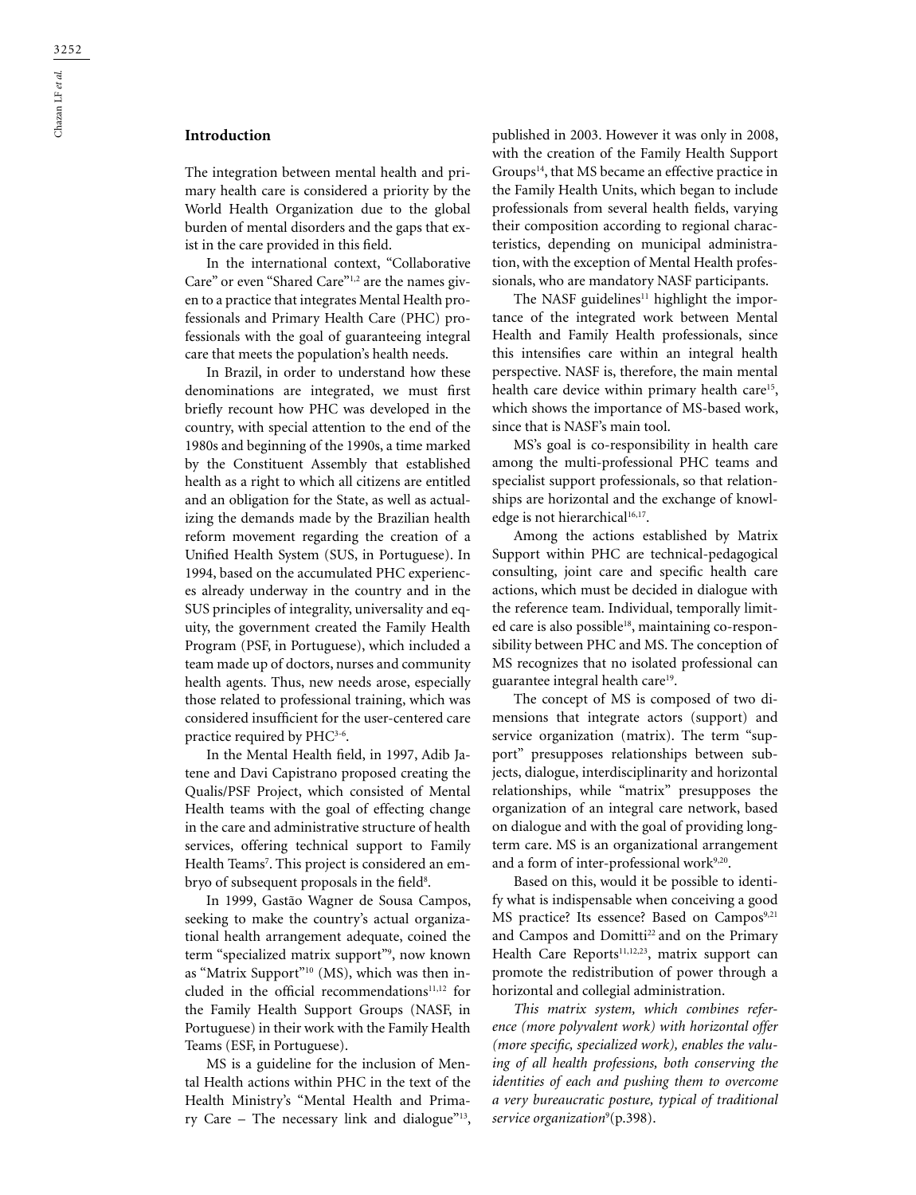## Introduction

The integration between mental health and primary health care is considered a priority by the World Health Organization due to the global burden of mental disorders and the gaps that exist in the care provided in this field.

In the international context, "Collaborative Care" or even "Shared Care"[1,2] are the names given to a practice that integrates Mental Health professionals and Primary Health Care (PHC) professionals with the goal of guaranteeing integral care that meets the population's health needs.

In Brazil, in order to understand how these denominations are integrated, we must first briefly recount how PHC was developed in the country, with special attention to the end of the 1980s and beginning of the 1990s, a time marked by the Constituent Assembly that established health as a right to which all citizens are entitled and an obligation for the State, as well as actualizing the demands made by the Brazilian health reform movement regarding the creation of a Unified Health System (SUS, in Portuguese). In 1994, based on the accumulated PHC experiences already underway in the country and in the SUS principles of integrality, universality and equity, the government created the Family Health Program (PSF, in Portuguese), which included a team made up of doctors, nurses and community health agents. Thus, new needs arose, especially those related to professional training, which was considered insufficient for the user-centered care practice required by PHC[3-6].

In the Mental Health field, in 1997, Adib Jatene and Davi Capistrano proposed creating the Qualis/PSF Project, which consisted of Mental Health teams with the goal of effecting change in the care and administrative structure of health services, offering technical support to Family Health Teams[7]. This project is considered an embryo of subsequent proposals in the field[8].

In 1999, Gastão Wagner de Sousa Campos, seeking to make the country's actual organizational health arrangement adequate, coined the term "specialized matrix support"[9], now known as "Matrix Support"[10] (MS), which was then included in the official recommendations[11,12] for the Family Health Support Groups (NASF, in Portuguese) in their work with the Family Health Teams (ESF, in Portuguese).

MS is a guideline for the inclusion of Mental Health actions within PHC in the text of the Health Ministry's "Mental Health and Primary Care – The necessary link and dialogue"[13], published in 2003. However it was only in 2008, with the creation of the Family Health Support Groups[14], that MS became an effective practice in the Family Health Units, which began to include professionals from several health fields, varying their composition according to regional characteristics, depending on municipal administration, with the exception of Mental Health professionals, who are mandatory NASF participants.

The NASF guidelines[11] highlight the importance of the integrated work between Mental Health and Family Health professionals, since this intensifies care within an integral health perspective. NASF is, therefore, the main mental health care device within primary health care[15], which shows the importance of MS-based work, since that is NASF's main tool.

MS's goal is co-responsibility in health care among the multi-professional PHC teams and specialist support professionals, so that relationships are horizontal and the exchange of knowledge is not hierarchical[16,17].

Among the actions established by Matrix Support within PHC are technical-pedagogical consulting, joint care and specific health care actions, which must be decided in dialogue with the reference team. Individual, temporally limited care is also possible[18], maintaining co-responsibility between PHC and MS. The conception of MS recognizes that no isolated professional can guarantee integral health care[19].

The concept of MS is composed of two dimensions that integrate actors (support) and service organization (matrix). The term "support" presupposes relationships between subjects, dialogue, interdisciplinarity and horizontal relationships, while "matrix" presupposes the organization of an integral care network, based on dialogue and with the goal of providing long-term care. MS is an organizational arrangement and a form of inter-professional work[9,20].

Based on this, would it be possible to identify what is indispensable when conceiving a good MS practice? Its essence? Based on Campos[9,21] and Campos and Domitti[22] and on the Primary Health Care Reports[11,12,23], matrix support can promote the redistribution of power through a horizontal and collegial administration.

*This matrix system, which combines reference (more polyvalent work) with horizontal offer (more specific, specialized work), enables the valuing of all health professions, both conserving the identities of each and pushing them to overcome a very bureaucratic posture, typical of traditional service organization*[9](p.398).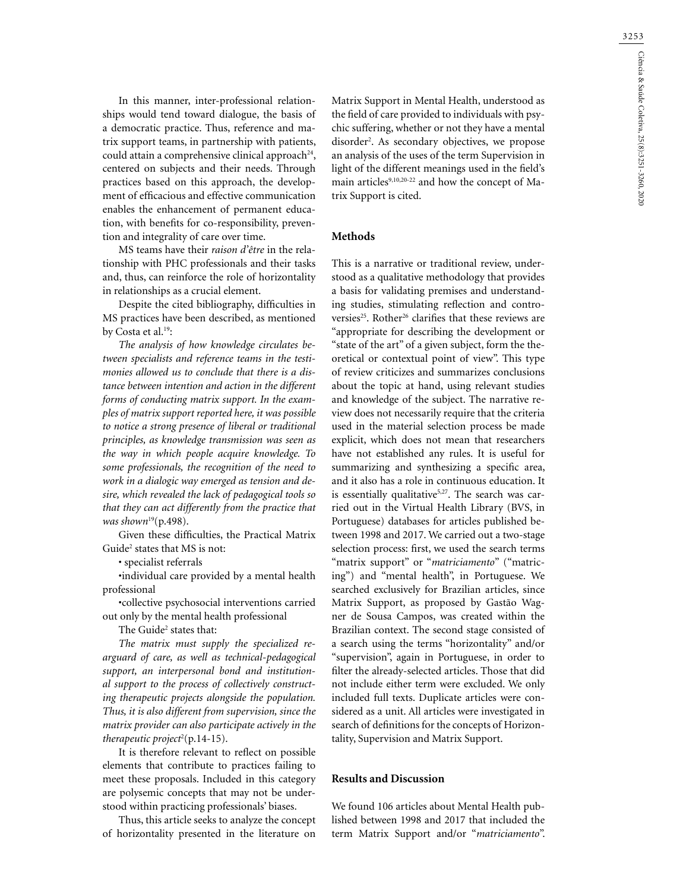In this manner, inter-professional relationships would tend toward dialogue, the basis of a democratic practice. Thus, reference and matrix support teams, in partnership with patients, could attain a comprehensive clinical approach[24], centered on subjects and their needs. Through practices based on this approach, the development of efficacious and effective communication enables the enhancement of permanent education, with benefits for co-responsibility, prevention and integrality of care over time.

MS teams have their *raison d'être* in the relationship with PHC professionals and their tasks and, thus, can reinforce the role of horizontality in relationships as a crucial element.

Despite the cited bibliography, difficulties in MS practices have been described, as mentioned by Costa et al.[19]:

*The analysis of how knowledge circulates between specialists and reference teams in the testimonies allowed us to conclude that there is a distance between intention and action in the different forms of conducting matrix support. In the examples of matrix support reported here, it was possible to notice a strong presence of liberal or traditional principles, as knowledge transmission was seen as the way in which people acquire knowledge. To some professionals, the recognition of the need to work in a dialogic way emerged as tension and desire, which revealed the lack of pedagogical tools so that they can act differently from the practice that was shown*[19](p.498).

Given these difficulties, the Practical Matrix Guide[2] states that MS is not:

- specialist referrals
- individual care provided by a mental health professional
- collective psychosocial interventions carried out only by the mental health professional

The Guide[2] states that:

*The matrix must supply the specialized rearguard of care, as well as technical-pedagogical support, an interpersonal bond and institutional support to the process of collectively constructing therapeutic projects alongside the population. Thus, it is also different from supervision, since the matrix provider can also participate actively in the therapeutic project*[2](p.14-15).

It is therefore relevant to reflect on possible elements that contribute to practices failing to meet these proposals. Included in this category are polysemic concepts that may not be understood within practicing professionals' biases.

Thus, this article seeks to analyze the concept of horizontality presented in the literature on Matrix Support in Mental Health, understood as the field of care provided to individuals with psychic suffering, whether or not they have a mental disorder[2]. As secondary objectives, we propose an analysis of the uses of the term Supervision in light of the different meanings used in the field's main articles[9,10,20-22] and how the concept of Matrix Support is cited.

## Methods

This is a narrative or traditional review, understood as a qualitative methodology that provides a basis for validating premises and understanding studies, stimulating reflection and controversies[25]. Rother[26] clarifies that these reviews are "appropriate for describing the development or "state of the art" of a given subject, form the theoretical or contextual point of view". This type of review criticizes and summarizes conclusions about the topic at hand, using relevant studies and knowledge of the subject. The narrative review does not necessarily require that the criteria used in the material selection process be made explicit, which does not mean that researchers have not established any rules. It is useful for summarizing and synthesizing a specific area, and it also has a role in continuous education. It is essentially qualitative[5,27]. The search was carried out in the Virtual Health Library (BVS, in Portuguese) databases for articles published between 1998 and 2017. We carried out a two-stage selection process: first, we used the search terms "matrix support" or "*matriciamento*" ("matricing") and "mental health", in Portuguese. We searched exclusively for Brazilian articles, since Matrix Support, as proposed by Gastão Wagner de Sousa Campos, was created within the Brazilian context. The second stage consisted of a search using the terms "horizontality" and/or "supervision", again in Portuguese, in order to filter the already-selected articles. Those that did not include either term were excluded. We only included full texts. Duplicate articles were considered as a unit. All articles were investigated in search of definitions for the concepts of Horizontality, Supervision and Matrix Support.

## Results and Discussion

We found 106 articles about Mental Health published between 1998 and 2017 that included the term Matrix Support and/or "*matriciamento*".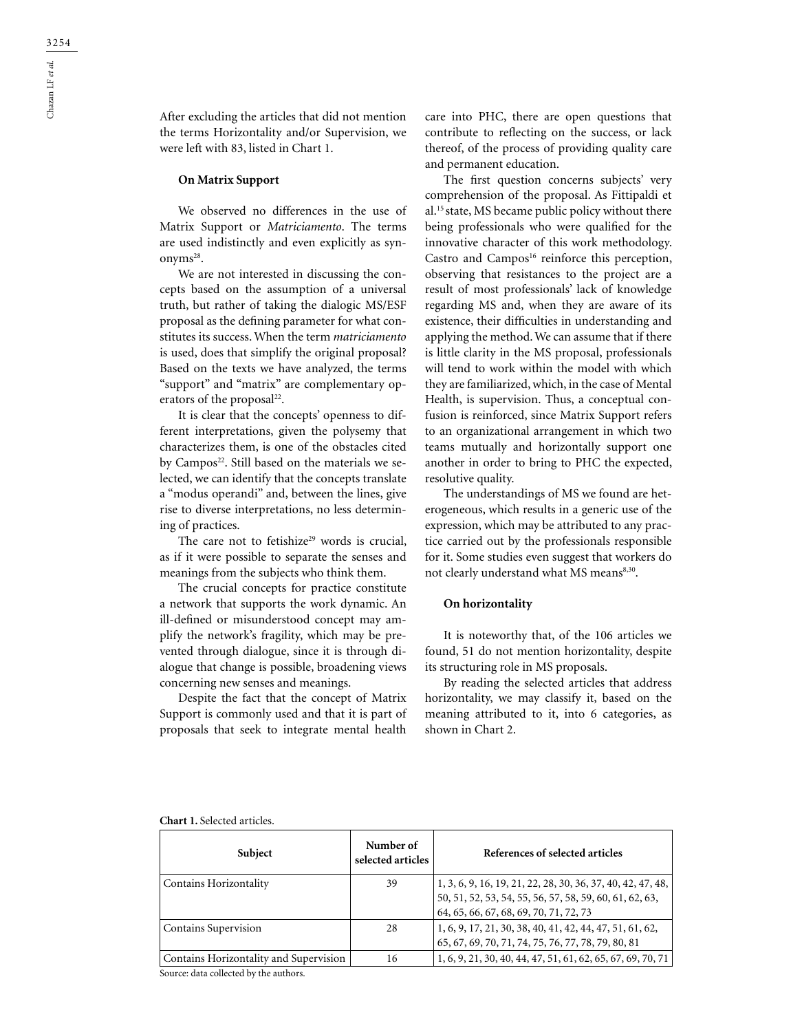After excluding the articles that did not mention the terms Horizontality and/or Supervision, we were left with 83, listed in Chart 1.

### On Matrix Support

We observed no differences in the use of Matrix Support or *Matriciamento*. The terms are used indistinctly and even explicitly as synonyms[28].

We are not interested in discussing the concepts based on the assumption of a universal truth, but rather of taking the dialogic MS/ESF proposal as the defining parameter for what constitutes its success. When the term *matriciamento* is used, does that simplify the original proposal? Based on the texts we have analyzed, the terms "support" and "matrix" are complementary operators of the proposal[22].

It is clear that the concepts' openness to different interpretations, given the polysemy that characterizes them, is one of the obstacles cited by Campos[22]. Still based on the materials we selected, we can identify that the concepts translate a "modus operandi" and, between the lines, give rise to diverse interpretations, no less determining of practices.

The care not to fetishize[29] words is crucial, as if it were possible to separate the senses and meanings from the subjects who think them.

The crucial concepts for practice constitute a network that supports the work dynamic. An ill-defined or misunderstood concept may amplify the network's fragility, which may be prevented through dialogue, since it is through dialogue that change is possible, broadening views concerning new senses and meanings.

Despite the fact that the concept of Matrix Support is commonly used and that it is part of proposals that seek to integrate mental health care into PHC, there are open questions that contribute to reflecting on the success, or lack thereof, of the process of providing quality care and permanent education.

The first question concerns subjects' very comprehension of the proposal. As Fittipaldi et al.[15] state, MS became public policy without there being professionals who were qualified for the innovative character of this work methodology. Castro and Campos[16] reinforce this perception, observing that resistances to the project are a result of most professionals' lack of knowledge regarding MS and, when they are aware of its existence, their difficulties in understanding and applying the method. We can assume that if there is little clarity in the MS proposal, professionals will tend to work within the model with which they are familiarized, which, in the case of Mental Health, is supervision. Thus, a conceptual confusion is reinforced, since Matrix Support refers to an organizational arrangement in which two teams mutually and horizontally support one another in order to bring to PHC the expected, resolutive quality.

The understandings of MS we found are heterogeneous, which results in a generic use of the expression, which may be attributed to any practice carried out by the professionals responsible for it. Some studies even suggest that workers do not clearly understand what MS means[8,30].

### On horizontality

It is noteworthy that, of the 106 articles we found, 51 do not mention horizontality, despite its structuring role in MS proposals.

By reading the selected articles that address horizontality, we may classify it, based on the meaning attributed to it, into 6 categories, as shown in Chart 2.

**Chart 1.** Selected articles.

| Subject | Number of selected articles | References of selected articles |
|---|---|---|
| Contains Horizontality | 39 | 1, 3, 6, 9, 16, 19, 21, 22, 28, 30, 36, 37, 40, 42, 47, 48, 50, 51, 52, 53, 54, 55, 56, 57, 58, 59, 60, 61, 62, 63, 64, 65, 66, 67, 68, 69, 70, 71, 72, 73 |
| Contains Supervision | 28 | 1, 6, 9, 17, 21, 30, 38, 40, 41, 42, 44, 47, 51, 61, 62, 65, 67, 69, 70, 71, 74, 75, 76, 77, 78, 79, 80, 81 |
| Contains Horizontality and Supervision | 16 | 1, 6, 9, 21, 30, 40, 44, 47, 51, 61, 62, 65, 67, 69, 70, 71 |

Source: data collected by the authors.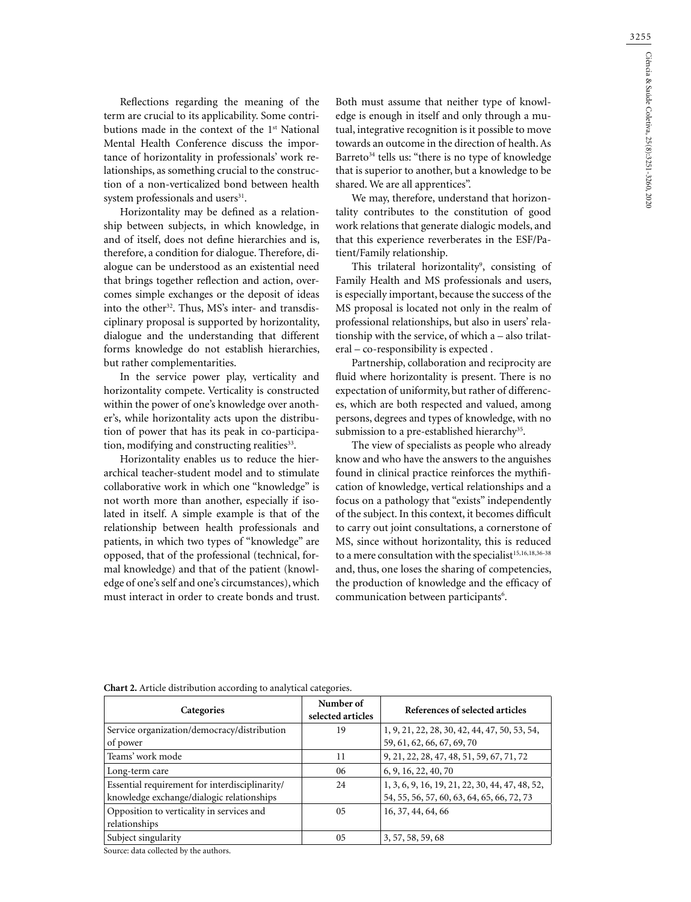Reflections regarding the meaning of the term are crucial to its applicability. Some contributions made in the context of the 1st National Mental Health Conference discuss the importance of horizontality in professionals' work relationships, as something crucial to the construction of a non-verticalized bond between health system professionals and users[31].

Horizontality may be defined as a relationship between subjects, in which knowledge, in and of itself, does not define hierarchies and is, therefore, a condition for dialogue. Therefore, dialogue can be understood as an existential need that brings together reflection and action, overcomes simple exchanges or the deposit of ideas into the other[32]. Thus, MS's inter- and transdisciplinary proposal is supported by horizontality, dialogue and the understanding that different forms knowledge do not establish hierarchies, but rather complementarities.

In the service power play, verticality and horizontality compete. Verticality is constructed within the power of one's knowledge over another's, while horizontality acts upon the distribution of power that has its peak in co-participation, modifying and constructing realities[33].

Horizontality enables us to reduce the hierarchical teacher-student model and to stimulate collaborative work in which one "knowledge" is not worth more than another, especially if isolated in itself. A simple example is that of the relationship between health professionals and patients, in which two types of "knowledge" are opposed, that of the professional (technical, formal knowledge) and that of the patient (knowledge of one's self and one's circumstances), which must interact in order to create bonds and trust. Both must assume that neither type of knowledge is enough in itself and only through a mutual, integrative recognition is it possible to move towards an outcome in the direction of health. As Barreto[34] tells us: "there is no type of knowledge that is superior to another, but a knowledge to be shared. We are all apprentices".

We may, therefore, understand that horizontality contributes to the constitution of good work relations that generate dialogic models, and that this experience reverberates in the ESF/Patient/Family relationship.

This trilateral horizontality[9], consisting of Family Health and MS professionals and users, is especially important, because the success of the MS proposal is located not only in the realm of professional relationships, but also in users' relationship with the service, of which a – also trilateral – co-responsibility is expected .

Partnership, collaboration and reciprocity are fluid where horizontality is present. There is no expectation of uniformity, but rather of differences, which are both respected and valued, among persons, degrees and types of knowledge, with no submission to a pre-established hierarchy[35].

The view of specialists as people who already know and who have the answers to the anguishes found in clinical practice reinforces the mythification of knowledge, vertical relationships and a focus on a pathology that "exists" independently of the subject. In this context, it becomes difficult to carry out joint consultations, a cornerstone of MS, since without horizontality, this is reduced to a mere consultation with the specialist[15,16,18,36-38] and, thus, one loses the sharing of competencies, the production of knowledge and the efficacy of communication between participants[6].

**Chart 2.** Article distribution according to analytical categories.

| Categories | Number of selected articles | References of selected articles |
|---|---|---|
| Service organization/democracy/distribution of power | 19 | 1, 9, 21, 22, 28, 30, 42, 44, 47, 50, 53, 54, 59, 61, 62, 66, 67, 69, 70 |
| Teams' work mode | 11 | 9, 21, 22, 28, 47, 48, 51, 59, 67, 71, 72 |
| Long-term care | 06 | 6, 9, 16, 22, 40, 70 |
| Essential requirement for interdisciplinarity/ knowledge exchange/dialogic relationships | 24 | 1, 3, 6, 9, 16, 19, 21, 22, 30, 44, 47, 48, 52, 54, 55, 56, 57, 60, 63, 64, 65, 66, 72, 73 |
| Opposition to verticality in services and relationships | 05 | 16, 37, 44, 64, 66 |
| Subject singularity | 05 | 3, 57, 58, 59, 68 |

Source: data collected by the authors.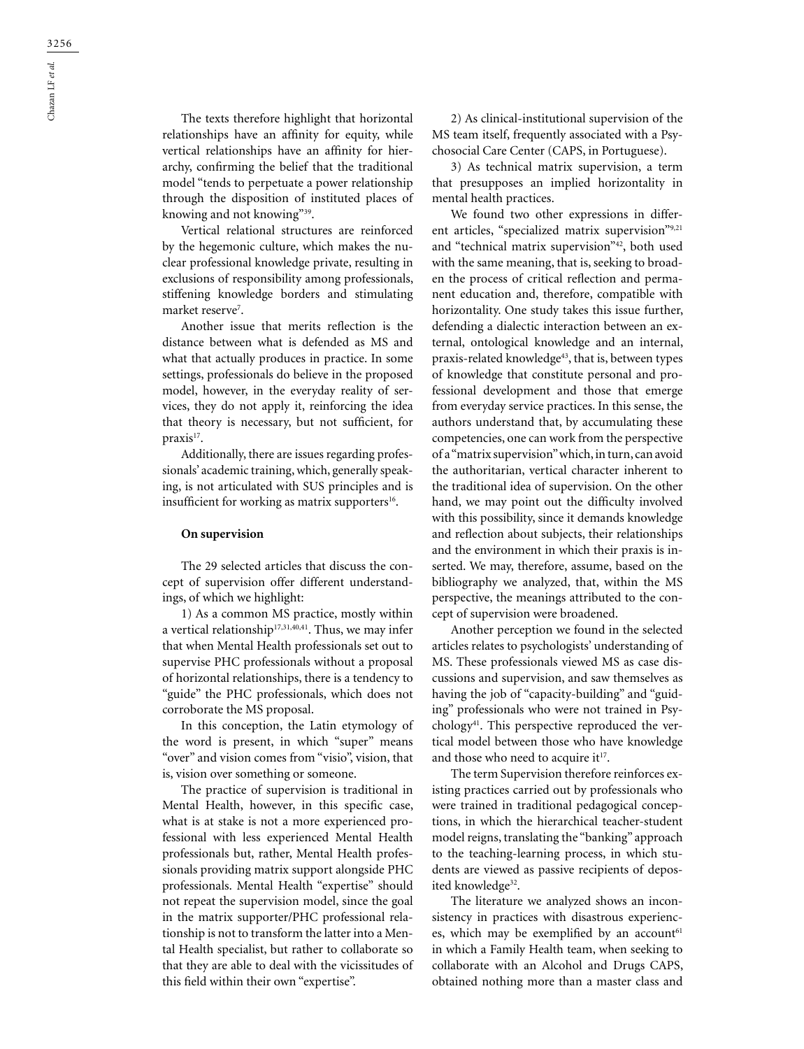The texts therefore highlight that horizontal relationships have an affinity for equity, while vertical relationships have an affinity for hierarchy, confirming the belief that the traditional model "tends to perpetuate a power relationship through the disposition of instituted places of knowing and not knowing"[39].

Vertical relational structures are reinforced by the hegemonic culture, which makes the nuclear professional knowledge private, resulting in exclusions of responsibility among professionals, stiffening knowledge borders and stimulating market reserve[7].

Another issue that merits reflection is the distance between what is defended as MS and what that actually produces in practice. In some settings, professionals do believe in the proposed model, however, in the everyday reality of services, they do not apply it, reinforcing the idea that theory is necessary, but not sufficient, for praxis[17].

Additionally, there are issues regarding professionals' academic training, which, generally speaking, is not articulated with SUS principles and is insufficient for working as matrix supporters[16].

### On supervision

The 29 selected articles that discuss the concept of supervision offer different understandings, of which we highlight:

1) As a common MS practice, mostly within a vertical relationship[17,31,40,41]. Thus, we may infer that when Mental Health professionals set out to supervise PHC professionals without a proposal of horizontal relationships, there is a tendency to "guide" the PHC professionals, which does not corroborate the MS proposal.

In this conception, the Latin etymology of the word is present, in which "super" means "over" and vision comes from "visio", vision, that is, vision over something or someone.

The practice of supervision is traditional in Mental Health, however, in this specific case, what is at stake is not a more experienced professional with less experienced Mental Health professionals but, rather, Mental Health professionals providing matrix support alongside PHC professionals. Mental Health "expertise" should not repeat the supervision model, since the goal in the matrix supporter/PHC professional relationship is not to transform the latter into a Mental Health specialist, but rather to collaborate so that they are able to deal with the vicissitudes of this field within their own "expertise".

2) As clinical-institutional supervision of the MS team itself, frequently associated with a Psychosocial Care Center (CAPS, in Portuguese).

3) As technical matrix supervision, a term that presupposes an implied horizontality in mental health practices.

We found two other expressions in different articles, "specialized matrix supervision"[9,21] and "technical matrix supervision"[42], both used with the same meaning, that is, seeking to broaden the process of critical reflection and permanent education and, therefore, compatible with horizontality. One study takes this issue further, defending a dialectic interaction between an external, ontological knowledge and an internal, praxis-related knowledge[43], that is, between types of knowledge that constitute personal and professional development and those that emerge from everyday service practices. In this sense, the authors understand that, by accumulating these competencies, one can work from the perspective of a "matrix supervision" which, in turn, can avoid the authoritarian, vertical character inherent to the traditional idea of supervision. On the other hand, we may point out the difficulty involved with this possibility, since it demands knowledge and reflection about subjects, their relationships and the environment in which their praxis is inserted. We may, therefore, assume, based on the bibliography we analyzed, that, within the MS perspective, the meanings attributed to the concept of supervision were broadened.

Another perception we found in the selected articles relates to psychologists' understanding of MS. These professionals viewed MS as case discussions and supervision, and saw themselves as having the job of "capacity-building" and "guiding" professionals who were not trained in Psychology[41]. This perspective reproduced the vertical model between those who have knowledge and those who need to acquire it[17].

The term Supervision therefore reinforces existing practices carried out by professionals who were trained in traditional pedagogical conceptions, in which the hierarchical teacher-student model reigns, translating the "banking" approach to the teaching-learning process, in which students are viewed as passive recipients of deposited knowledge[32].

The literature we analyzed shows an inconsistency in practices with disastrous experiences, which may be exemplified by an account[61] in which a Family Health team, when seeking to collaborate with an Alcohol and Drugs CAPS, obtained nothing more than a master class and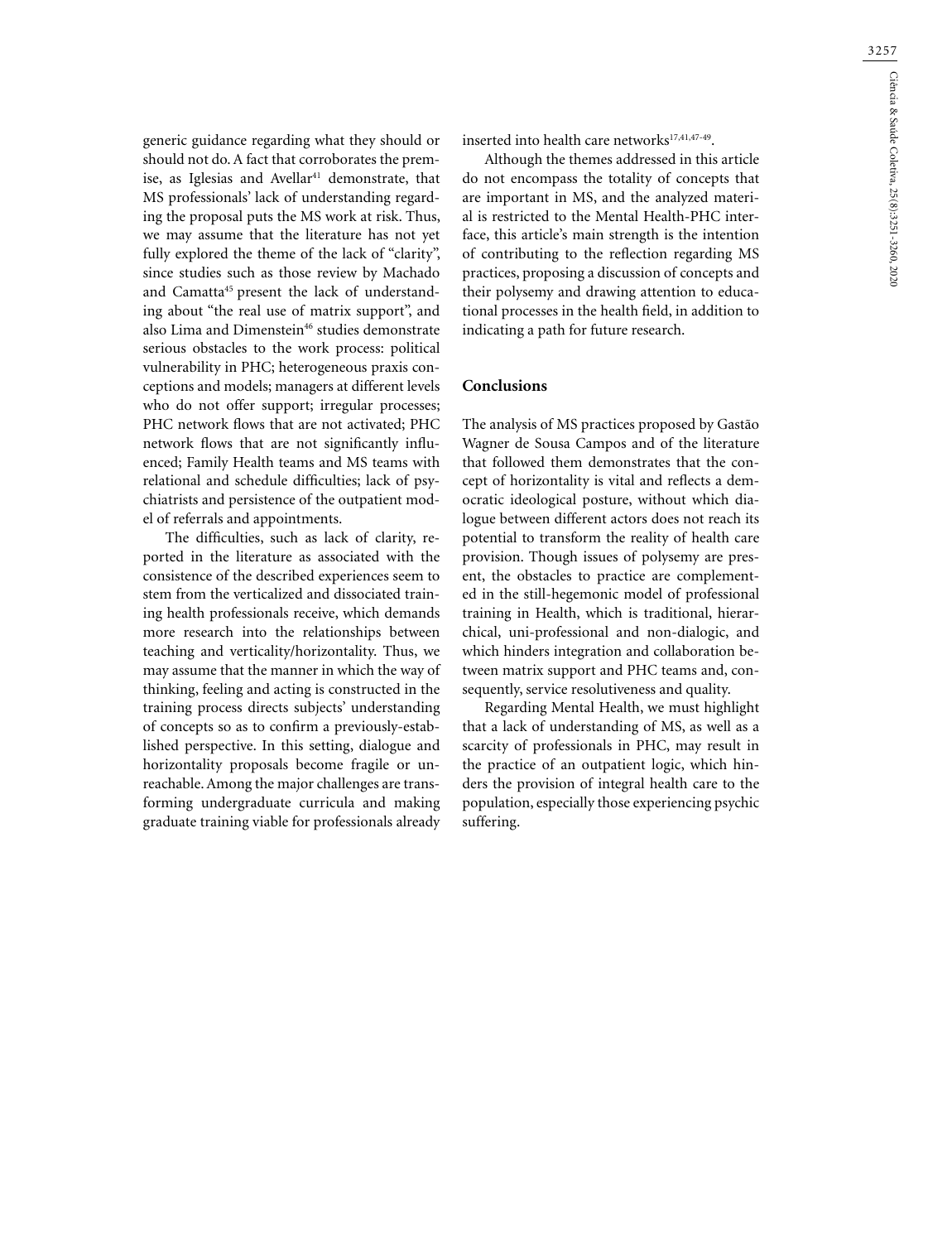generic guidance regarding what they should or should not do. A fact that corroborates the premise, as Iglesias and Avellar[41] demonstrate, that MS professionals' lack of understanding regarding the proposal puts the MS work at risk. Thus, we may assume that the literature has not yet fully explored the theme of the lack of "clarity", since studies such as those review by Machado and Camatta[45] present the lack of understanding about "the real use of matrix support", and also Lima and Dimenstein[46] studies demonstrate serious obstacles to the work process: political vulnerability in PHC; heterogeneous praxis conceptions and models; managers at different levels who do not offer support; irregular processes; PHC network flows that are not activated; PHC network flows that are not significantly influenced; Family Health teams and MS teams with relational and schedule difficulties; lack of psychiatrists and persistence of the outpatient model of referrals and appointments.

The difficulties, such as lack of clarity, reported in the literature as associated with the consistence of the described experiences seem to stem from the verticalized and dissociated training health professionals receive, which demands more research into the relationships between teaching and verticality/horizontality. Thus, we may assume that the manner in which the way of thinking, feeling and acting is constructed in the training process directs subjects' understanding of concepts so as to confirm a previously-established perspective. In this setting, dialogue and horizontality proposals become fragile or unreachable. Among the major challenges are transforming undergraduate curricula and making graduate training viable for professionals already inserted into health care networks[17,41,47-49].

Although the themes addressed in this article do not encompass the totality of concepts that are important in MS, and the analyzed material is restricted to the Mental Health-PHC interface, this article's main strength is the intention of contributing to the reflection regarding MS practices, proposing a discussion of concepts and their polysemy and drawing attention to educational processes in the health field, in addition to indicating a path for future research.

## Conclusions

The analysis of MS practices proposed by Gastão Wagner de Sousa Campos and of the literature that followed them demonstrates that the concept of horizontality is vital and reflects a democratic ideological posture, without which dialogue between different actors does not reach its potential to transform the reality of health care provision. Though issues of polysemy are present, the obstacles to practice are complemented in the still-hegemonic model of professional training in Health, which is traditional, hierarchical, uni-professional and non-dialogic, and which hinders integration and collaboration between matrix support and PHC teams and, consequently, service resolutiveness and quality.

Regarding Mental Health, we must highlight that a lack of understanding of MS, as well as a scarcity of professionals in PHC, may result in the practice of an outpatient logic, which hinders the provision of integral health care to the population, especially those experiencing psychic suffering.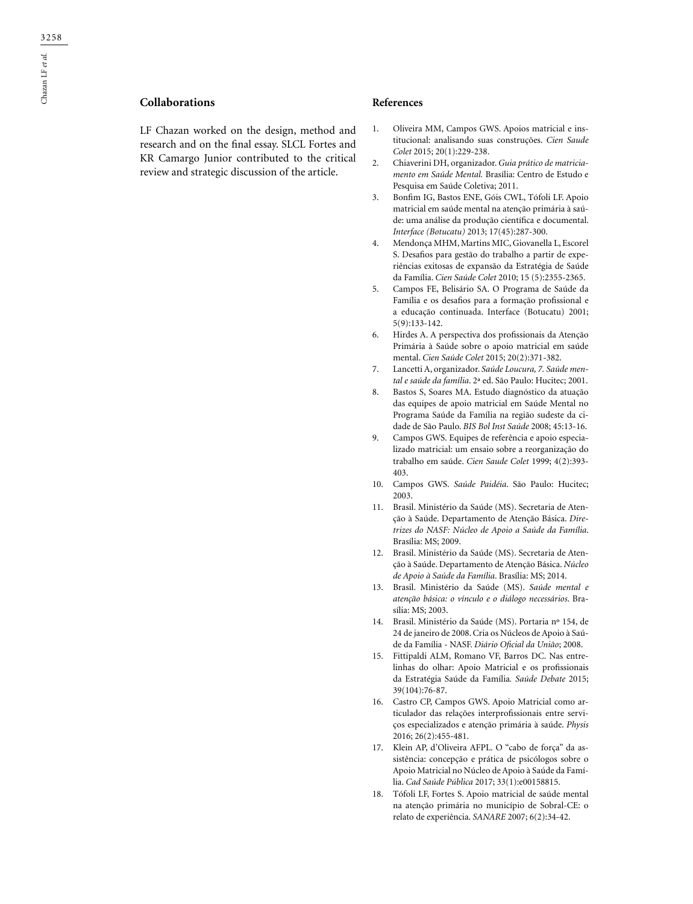## Collaborations

LF Chazan worked on the design, method and research and on the final essay. SLCL Fortes and KR Camargo Junior contributed to the critical review and strategic discussion of the article.

## References

1. Oliveira MM, Campos GWS. Apoios matricial e institucional: analisando suas construções. *Cien Saude Colet* 2015; 20(1):229-238.
2. Chiaverini DH, organizador. *Guia prático de matriciamento em Saúde Mental.* Brasília: Centro de Estudo e Pesquisa em Saúde Coletiva; 2011.
3. Bonfim IG, Bastos ENE, Góis CWL, Tófoli LF. Apoio matricial em saúde mental na atenção primária à saúde: uma análise da produção científica e documental. *Interface (Botucatu)* 2013; 17(45):287-300.
4. Mendonça MHM, Martins MIC, Giovanella L, Escorel S. Desafios para gestão do trabalho a partir de experiências exitosas de expansão da Estratégia de Saúde da Família. *Cien Saúde Colet* 2010; 15 (5):2355-2365.
5. Campos FE, Belisário SA. O Programa de Saúde da Família e os desafios para a formação profissional e a educação continuada. Interface (Botucatu) 2001; 5(9):133-142.
6. Hirdes A. A perspectiva dos profissionais da Atenção Primária à Saúde sobre o apoio matricial em saúde mental. *Cien Saúde Colet* 2015; 20(2):371-382.
7. Lancetti A, organizador. *Saúde Loucura, 7. Saúde mental e saúde da família*. 2ª ed. São Paulo: Hucitec; 2001.
8. Bastos S, Soares MA. Estudo diagnóstico da atuação das equipes de apoio matricial em Saúde Mental no Programa Saúde da Família na região sudeste da cidade de São Paulo. *BIS Bol Inst Saúde* 2008; 45:13-16.
9. Campos GWS. Equipes de referência e apoio especializado matricial: um ensaio sobre a reorganização do trabalho em saúde. *Cien Saude Colet* 1999; 4(2):393-403.
10. Campos GWS. *Saúde Paidéia*. São Paulo: Hucitec; 2003.
11. Brasil. Ministério da Saúde (MS). Secretaria de Atenção à Saúde. Departamento de Atenção Básica. *Diretrizes do NASF: Núcleo de Apoio a Saúde da Família*. Brasília: MS; 2009.
12. Brasil. Ministério da Saúde (MS). Secretaria de Atenção à Saúde. Departamento de Atenção Básica. *Núcleo de Apoio à Saúde da Família*. Brasília: MS; 2014.
13. Brasil. Ministério da Saúde (MS). *Saúde mental e atenção básica: o vínculo e o diálogo necessários*. Brasília: MS; 2003.
14. Brasil. Ministério da Saúde (MS). Portaria nº 154, de 24 de janeiro de 2008. Cria os Núcleos de Apoio à Saúde da Família - NASF. *Diário Oficial da União*; 2008.
15. Fittipaldi ALM, Romano VF, Barros DC. Nas entrelinhas do olhar: Apoio Matricial e os profissionais da Estratégia Saúde da Família. *Saúde Debate* 2015; 39(104):76-87.
16. Castro CP, Campos GWS. Apoio Matricial como articulador das relações interprofissionais entre serviços especializados e atenção primária à saúde. *Physis* 2016; 26(2):455-481.
17. Klein AP, d'Oliveira AFPL. O "cabo de força" da assistência: concepção e prática de psicólogos sobre o Apoio Matricial no Núcleo de Apoio à Saúde da Família. *Cad Saúde Pública* 2017; 33(1):e00158815.
18. Tófoli LF, Fortes S. Apoio matricial de saúde mental na atenção primária no município de Sobral-CE: o relato de experiência. *SANARE* 2007; 6(2):34-42.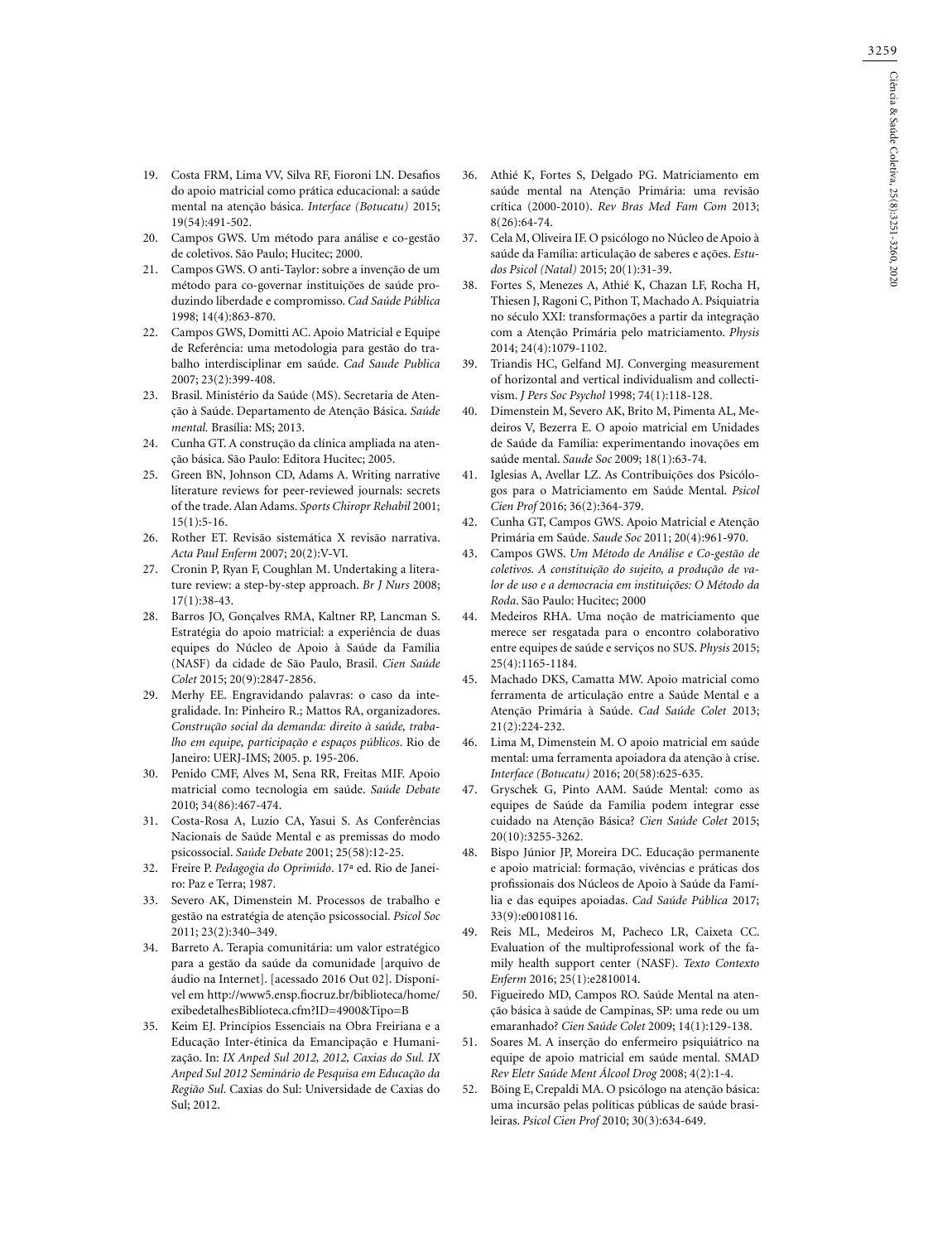19. Costa FRM, Lima VV, Silva RF, Fioroni LN. Desafios do apoio matricial como prática educacional: a saúde mental na atenção básica. *Interface (Botucatu)* 2015; 19(54):491-502.
20. Campos GWS. Um método para análise e co-gestão de coletivos. São Paulo; Hucitec; 2000.
21. Campos GWS. O anti-Taylor: sobre a invenção de um método para co-governar instituições de saúde produzindo liberdade e compromisso. *Cad Saúde Pública* 1998; 14(4):863-870.
22. Campos GWS, Domitti AC. Apoio Matricial e Equipe de Referência: uma metodologia para gestão do trabalho interdisciplinar em saúde. *Cad Saude Publica* 2007; 23(2):399-408.
23. Brasil. Ministério da Saúde (MS). Secretaria de Atenção à Saúde. Departamento de Atenção Básica. *Saúde mental.* Brasília: MS; 2013.
24. Cunha GT. A construção da clínica ampliada na atenção básica. São Paulo: Editora Hucitec; 2005.
25. Green BN, Johnson CD, Adams A. Writing narrative literature reviews for peer-reviewed journals: secrets of the trade. Alan Adams. *Sports Chiropr Rehabil* 2001; 15(1):5-16.
26. Rother ET. Revisão sistemática X revisão narrativa. *Acta Paul Enferm* 2007; 20(2):V-VI.
27. Cronin P, Ryan F, Coughlan M. Undertaking a literature review: a step-by-step approach. *Br J Nurs* 2008; 17(1):38-43.
28. Barros JO, Gonçalves RMA, Kaltner RP, Lancman S. Estratégia do apoio matricial: a experiência de duas equipes do Núcleo de Apoio à Saúde da Família (NASF) da cidade de São Paulo, Brasil. *Cien Saúde Colet* 2015; 20(9):2847-2856.
29. Merhy EE. Engravidando palavras: o caso da integralidade. In: Pinheiro R.; Mattos RA, organizadores. *Construção social da demanda: direito à saúde, trabalho em equipe, participação e espaços públicos*. Rio de Janeiro: UERJ-IMS; 2005. p. 195-206.
30. Penido CMF, Alves M, Sena RR, Freitas MIF. Apoio matricial como tecnologia em saúde. *Saúde Debate* 2010; 34(86):467-474.
31. Costa-Rosa A, Luzio CA, Yasui S. As Conferências Nacionais de Saúde Mental e as premissas do modo psicossocial. *Saúde Debate* 2001; 25(58):12-25.
32. Freire P. *Pedagogia do Oprimido*. 17ª ed. Rio de Janeiro: Paz e Terra; 1987.
33. Severo AK, Dimenstein M. Processos de trabalho e gestão na estratégia de atenção psicossocial. *Psicol Soc* 2011; 23(2):340–349.
34. Barreto A. Terapia comunitária: um valor estratégico para a gestão da saúde da comunidade [arquivo de áudio na Internet]. [acessado 2016 Out 02]. Disponível em http://www5.ensp.fiocruz.br/biblioteca/home/exibedetalhesBiblioteca.cfm?ID=4900&Tipo=B
35. Keim EJ. Princípios Essenciais na Obra Freiriana e a Educação Inter-étinica da Emancipação e Humanização. In: *IX Anped Sul 2012, 2012, Caxias do Sul. IX Anped Sul 2012 Seminário de Pesquisa em Educação da Região Sul*. Caxias do Sul: Universidade de Caxias do Sul; 2012.
36. Athié K, Fortes S, Delgado PG. Matriciamento em saúde mental na Atenção Primária: uma revisão crítica (2000-2010). *Rev Bras Med Fam Com* 2013; 8(26):64-74.
37. Cela M, Oliveira IF. O psicólogo no Núcleo de Apoio à saúde da Família: articulação de saberes e ações. *Estudos Psicol (Natal)* 2015; 20(1):31-39.
38. Fortes S, Menezes A, Athié K, Chazan LF, Rocha H, Thiesen J, Ragoni C, Pithon T, Machado A. Psiquiatria no século XXI: transformações a partir da integração com a Atenção Primária pelo matriciamento. *Physis* 2014; 24(4):1079-1102.
39. Triandis HC, Gelfand MJ. Converging measurement of horizontal and vertical individualism and collectivism. *J Pers Soc Psychol* 1998; 74(1):118-128.
40. Dimenstein M, Severo AK, Brito M, Pimenta AL, Medeiros V, Bezerra E. O apoio matricial em Unidades de Saúde da Família: experimentando inovações em saúde mental. *Saude Soc* 2009; 18(1):63-74.
41. Iglesias A, Avellar LZ. As Contribuições dos Psicólogos para o Matriciamento em Saúde Mental. *Psicol Cien Prof* 2016; 36(2):364-379.
42. Cunha GT, Campos GWS. Apoio Matricial e Atenção Primária em Saúde. *Saude Soc* 2011; 20(4):961-970.
43. Campos GWS. *Um Método de Análise e Co-gestão de coletivos. A constituição do sujeito, a produção de valor de uso e a democracia em instituições: O Método da Roda*. São Paulo: Hucitec; 2000
44. Medeiros RHA. Uma noção de matriciamento que merece ser resgatada para o encontro colaborativo entre equipes de saúde e serviços no SUS. *Physis* 2015; 25(4):1165-1184.
45. Machado DKS, Camatta MW. Apoio matricial como ferramenta de articulação entre a Saúde Mental e a Atenção Primária à Saúde. *Cad Saúde Colet* 2013; 21(2):224-232.
46. Lima M, Dimenstein M. O apoio matricial em saúde mental: uma ferramenta apoiadora da atenção à crise. *Interface (Botucatu)* 2016; 20(58):625-635.
47. Gryschek G, Pinto AAM. Saúde Mental: como as equipes de Saúde da Família podem integrar esse cuidado na Atenção Básica? *Cien Saúde Colet* 2015; 20(10):3255-3262.
48. Bispo Júnior JP, Moreira DC. Educação permanente e apoio matricial: formação, vivências e práticas dos profissionais dos Núcleos de Apoio à Saúde da Família e das equipes apoiadas. *Cad Saúde Pública* 2017; 33(9):e00108116.
49. Reis ML, Medeiros M, Pacheco LR, Caixeta CC. Evaluation of the multiprofessional work of the family health support center (NASF). *Texto Contexto Enferm* 2016; 25(1):e2810014.
50. Figueiredo MD, Campos RO. Saúde Mental na atenção básica à saúde de Campinas, SP: uma rede ou um emaranhado? *Cien Saúde Colet* 2009; 14(1):129-138.
51. Soares M. A inserção do enfermeiro psiquiátrico na equipe de apoio matricial em saúde mental. SMAD *Rev Eletr Saúde Ment Álcool Drog* 2008; 4(2):1-4.
52. Böing E, Crepaldi MA. O psicólogo na atenção básica: uma incursão pelas políticas públicas de saúde brasileiras. *Psicol Cien Prof* 2010; 30(3):634-649.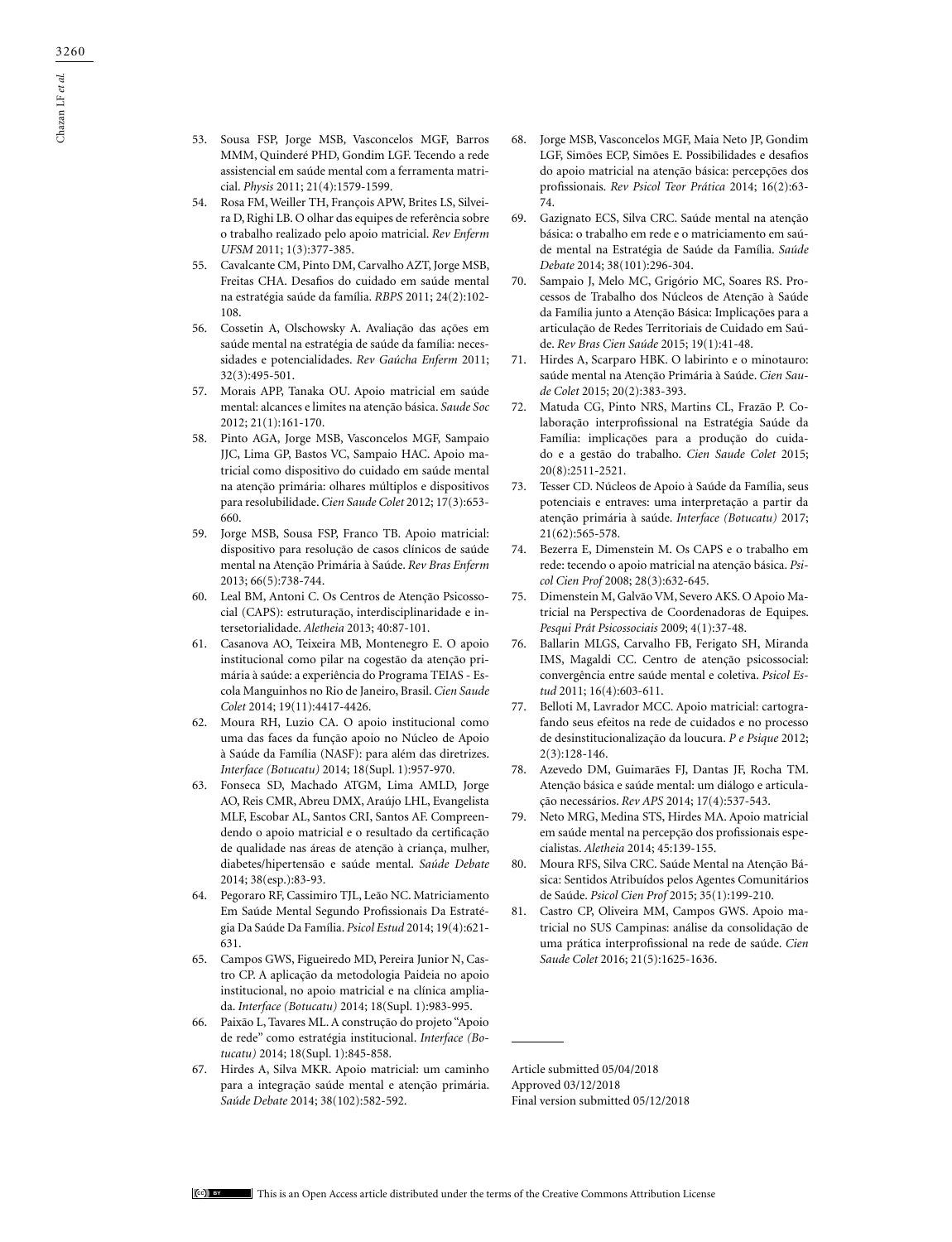53. Sousa FSP, Jorge MSB, Vasconcelos MGF, Barros MMM, Quinderé PHD, Gondim LGF. Tecendo a rede assistencial em saúde mental com a ferramenta matricial. *Physis* 2011; 21(4):1579-1599.
54. Rosa FM, Weiller TH, François APW, Brites LS, Silveira D, Righi LB. O olhar das equipes de referência sobre o trabalho realizado pelo apoio matricial. *Rev Enferm UFSM* 2011; 1(3):377-385.
55. Cavalcante CM, Pinto DM, Carvalho AZT, Jorge MSB, Freitas CHA. Desafios do cuidado em saúde mental na estratégia saúde da família. *RBPS* 2011; 24(2):102-108.
56. Cossetin A, Olschowsky A. Avaliação das ações em saúde mental na estratégia de saúde da família: necessidades e potencialidades. *Rev Gaúcha Enferm* 2011; 32(3):495-501.
57. Morais APP, Tanaka OU. Apoio matricial em saúde mental: alcances e limites na atenção básica. *Saude Soc* 2012; 21(1):161-170.
58. Pinto AGA, Jorge MSB, Vasconcelos MGF, Sampaio JJC, Lima GP, Bastos VC, Sampaio HAC. Apoio matricial como dispositivo do cuidado em saúde mental na atenção primária: olhares múltiplos e dispositivos para resolubilidade. *Cien Saude Colet* 2012; 17(3):653-660.
59. Jorge MSB, Sousa FSP, Franco TB. Apoio matricial: dispositivo para resolução de casos clínicos de saúde mental na Atenção Primária à Saúde. *Rev Bras Enferm* 2013; 66(5):738-744.
60. Leal BM, Antoni C. Os Centros de Atenção Psicossocial (CAPS): estruturação, interdisciplinaridade e intersetorialidade. *Aletheia* 2013; 40:87-101.
61. Casanova AO, Teixeira MB, Montenegro E. O apoio institucional como pilar na cogestão da atenção primária à saúde: a experiência do Programa TEIAS - Escola Manguinhos no Rio de Janeiro, Brasil. *Cien Saude Colet* 2014; 19(11):4417-4426.
62. Moura RH, Luzio CA. O apoio institucional como uma das faces da função apoio no Núcleo de Apoio à Saúde da Família (NASF): para além das diretrizes. *Interface (Botucatu)* 2014; 18(Supl. 1):957-970.
63. Fonseca SD, Machado ATGM, Lima AMLD, Jorge AO, Reis CMR, Abreu DMX, Araújo LHL, Evangelista MLF, Escobar AL, Santos CRI, Santos AF. Compreendendo o apoio matricial e o resultado da certificação de qualidade nas áreas de atenção à criança, mulher, diabetes/hipertensão e saúde mental. *Saúde Debate* 2014; 38(esp.):83-93.
64. Pegoraro RF, Cassimiro TJL, Leão NC. Matriciamento Em Saúde Mental Segundo Profissionais Da Estratégia Da Saúde Da Família. *Psicol Estud* 2014; 19(4):621-631.
65. Campos GWS, Figueiredo MD, Pereira Junior N, Castro CP. A aplicação da metodologia Paideia no apoio institucional, no apoio matricial e na clínica ampliada. *Interface (Botucatu)* 2014; 18(Supl. 1):983-995.
66. Paixão L, Tavares ML. A construção do projeto "Apoio de rede" como estratégia institucional. *Interface (Botucatu)* 2014; 18(Supl. 1):845-858.
67. Hirdes A, Silva MKR. Apoio matricial: um caminho para a integração saúde mental e atenção primária. *Saúde Debate* 2014; 38(102):582-592.
68. Jorge MSB, Vasconcelos MGF, Maia Neto JP, Gondim LGF, Simões ECP, Simões E. Possibilidades e desafios do apoio matricial na atenção básica: percepções dos profissionais. *Rev Psicol Teor Prática* 2014; 16(2):63-74.
69. Gazignato ECS, Silva CRC. Saúde mental na atenção básica: o trabalho em rede e o matriciamento em saúde mental na Estratégia de Saúde da Família. *Saúde Debate* 2014; 38(101):296-304.
70. Sampaio J, Melo MC, Grigório MC, Soares RS. Processos de Trabalho dos Núcleos de Atenção à Saúde da Família junto a Atenção Básica: Implicações para a articulação de Redes Territoriais de Cuidado em Saúde. *Rev Bras Cien Saúde* 2015; 19(1):41-48.
71. Hirdes A, Scarparo HBK. O labirinto e o minotauro: saúde mental na Atenção Primária à Saúde. *Cien Saude Colet* 2015; 20(2):383-393.
72. Matuda CG, Pinto NRS, Martins CL, Frazão P. Colaboração interprofissional na Estratégia Saúde da Família: implicações para a produção do cuidado e a gestão do trabalho. *Cien Saude Colet* 2015; 20(8):2511-2521.
73. Tesser CD. Núcleos de Apoio à Saúde da Família, seus potenciais e entraves: uma interpretação a partir da atenção primária à saúde. *Interface (Botucatu)* 2017; 21(62):565-578.
74. Bezerra E, Dimenstein M. Os CAPS e o trabalho em rede: tecendo o apoio matricial na atenção básica. *Psicol Cien Prof* 2008; 28(3):632-645.
75. Dimenstein M, Galvão VM, Severo AKS. O Apoio Matricial na Perspectiva de Coordenadoras de Equipes. *Pesqui Prát Psicossociais* 2009; 4(1):37-48.
76. Ballarin MLGS, Carvalho FB, Ferigato SH, Miranda IMS, Magaldi CC. Centro de atenção psicossocial: convergência entre saúde mental e coletiva. *Psicol Estud* 2011; 16(4):603-611.
77. Belloti M, Lavrador MCC. Apoio matricial: cartografando seus efeitos na rede de cuidados e no processo de desinstitucionalização da loucura. *P e Psique* 2012; 2(3):128-146.
78. Azevedo DM, Guimarães FJ, Dantas JF, Rocha TM. Atenção básica e saúde mental: um diálogo e articulação necessários. *Rev APS* 2014; 17(4):537-543.
79. Neto MRG, Medina STS, Hirdes MA. Apoio matricial em saúde mental na percepção dos profissionais especialistas. *Aletheia* 2014; 45:139-155.
80. Moura RFS, Silva CRC. Saúde Mental na Atenção Básica: Sentidos Atribuídos pelos Agentes Comunitários de Saúde. *Psicol Cien Prof* 2015; 35(1):199-210.
81. Castro CP, Oliveira MM, Campos GWS. Apoio matricial no SUS Campinas: análise da consolidação de uma prática interprofissional na rede de saúde. *Cien Saude Colet* 2016; 21(5):1625-1636.

Article submitted 05/04/2018
Approved 03/12/2018
Final version submitted 05/12/2018

This is an Open Access article distributed under the terms of the Creative Commons Attribution License